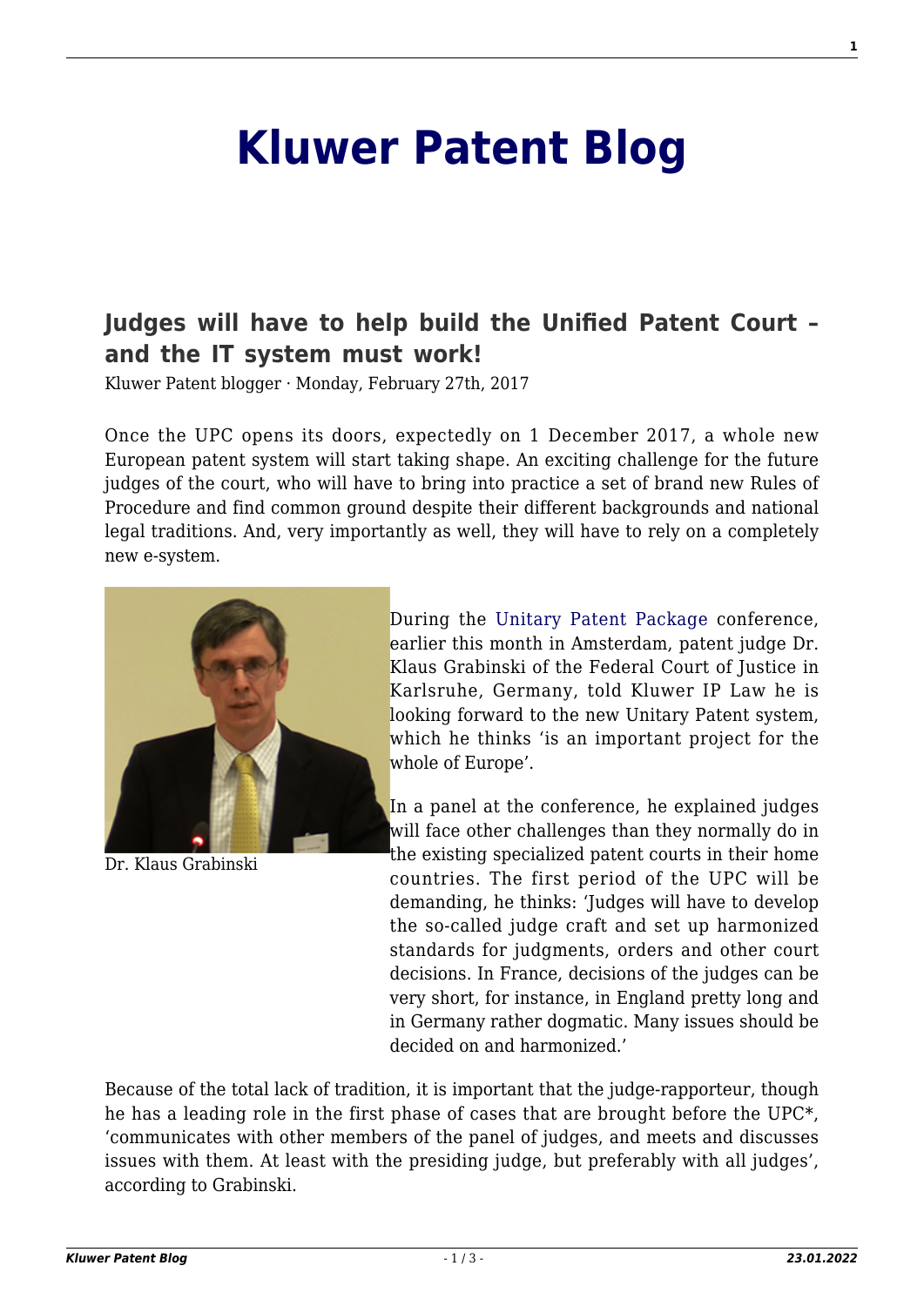# Kluwer Patent Blog

## Judges will have to help build the Unified Patent Court – and the IT system must work!

Kluwer Patent blogger · Monday, February 27th, 2017

Once the UPC opens its doors, expectedly on 1 December 2017, a whole new European patent system will start taking shape. An exciting challenge for the future judges of the court, who will have to bring into practice a set of brand new Rules of Procedure and find common ground despite their different backgrounds and national legal traditions. And, very importantly as well, they will have to rely on a completely new e-system.

Dr. Klaus Grabinski

During the Unitary Patent Package conference, earlier this month in Amsterdam, patent judge Dr. Klaus Grabinski of the Federal Court of Justice in Karlsruhe, Germany, told Kluwer IP Law he is looking forward to the new Unitary Patent system, which he thinks 'is an important project for the whole of Europe'.

In a panel at the conference, he explained judges will face other challenges than they normally do in the existing specialized patent courts in their home countries. The first period of the UPC will be demanding, he thinks: 'Judges will have to develop the so-called judge craft and set up harmonized standards for judgments, orders and other court decisions. In France, decisions of the judges can be very short, for instance, in England pretty long and in Germany rather dogmatic. Many issues should be decided on and harmonized.'

Because of the total lack of tradition, it is important that the judge-rapporteur, though he has a leading role in the first phase of cases that are brought before the UPC*, 'communicates with other members of the panel of judges, and meets and discusses issues with them. At least with the presiding judge, but preferably with all judges', according to Grabinski.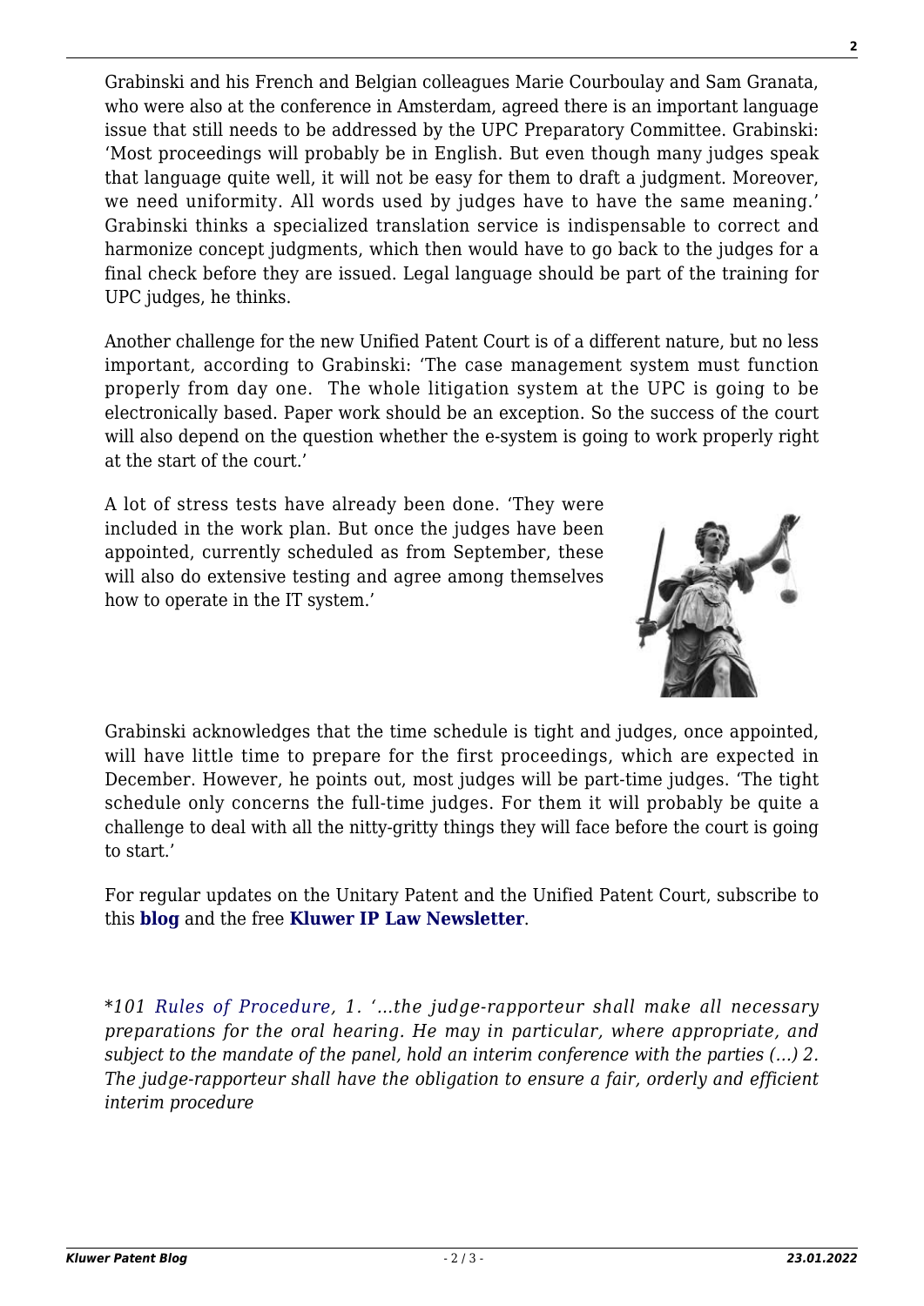Grabinski and his French and Belgian colleagues Marie Courboulay and Sam Granata, who were also at the conference in Amsterdam, agreed there is an important language issue that still needs to be addressed by the UPC Preparatory Committee. Grabinski: 'Most proceedings will probably be in English. But even though many judges speak that language quite well, it will not be easy for them to draft a judgment. Moreover, we need uniformity. All words used by judges have to have the same meaning.' Grabinski thinks a specialized translation service is indispensable to correct and harmonize concept judgments, which then would have to go back to the judges for a final check before they are issued. Legal language should be part of the training for UPC judges, he thinks.

Another challenge for the new Unified Patent Court is of a different nature, but no less important, according to Grabinski: 'The case management system must function properly from day one. The whole litigation system at the UPC is going to be electronically based. Paper work should be an exception. So the success of the court will also depend on the question whether the e-system is going to work properly right at the start of the court.'

A lot of stress tests have already been done. 'They were included in the work plan. But once the judges have been appointed, currently scheduled as from September, these will also do extensive testing and agree among themselves how to operate in the IT system.'

Grabinski acknowledges that the time schedule is tight and judges, once appointed, will have little time to prepare for the first proceedings, which are expected in December. However, he points out, most judges will be part-time judges. 'The tight schedule only concerns the full-time judges. For them it will probably be quite a challenge to deal with all the nitty-gritty things they will face before the court is going to start.'

For regular updates on the Unitary Patent and the Unified Patent Court, subscribe to this **blog** and the free **Kluwer IP Law Newsletter**.

*\*101 Rules of Procedure, 1. '…the judge-rapporteur shall make all necessary preparations for the oral hearing. He may in particular, where appropriate, and subject to the mandate of the panel, hold an interim conference with the parties (…) 2. The judge-rapporteur shall have the obligation to ensure a fair, orderly and efficient interim procedure*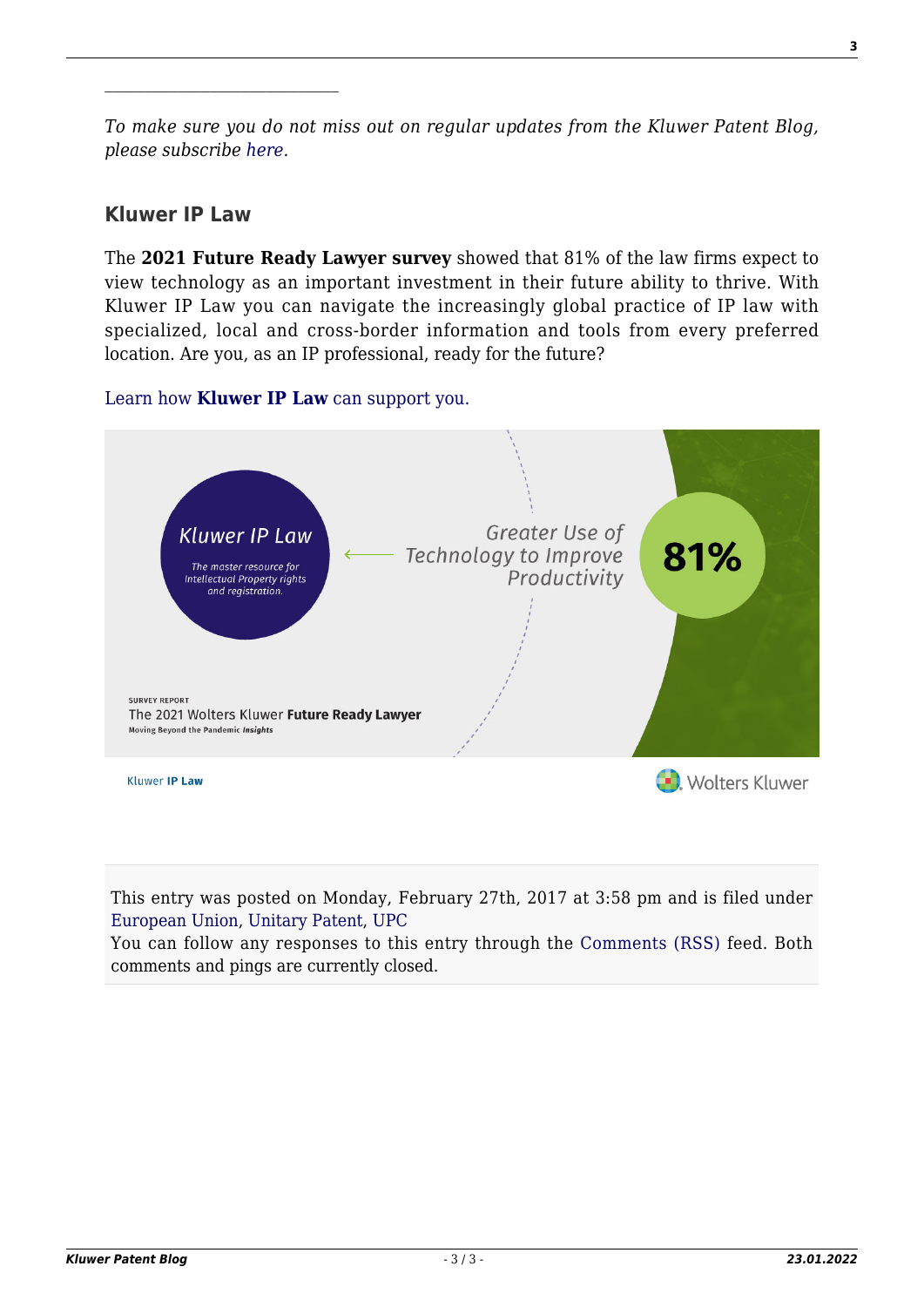---

*To make sure you do not miss out on regular updates from the Kluwer Patent Blog, please subscribe here.*

### Kluwer IP Law

The **2021 Future Ready Lawyer survey** showed that 81% of the law firms expect to view technology as an important investment in their future ability to thrive. With Kluwer IP Law you can navigate the increasingly global practice of IP law with specialized, local and cross-border information and tools from every preferred location. Are you, as an IP professional, ready for the future?

Learn how **Kluwer IP Law** can support you.

Kluwer IP Law
The master resource for Intellectual Property rights and registration.

Greater Use of Technology to Improve Productivity

81%

SURVEY REPORT
The 2021 Wolters Kluwer **Future Ready Lawyer**
Moving Beyond the Pandemic *Insights*

Kluwer **IP Law**

Wolters Kluwer

This entry was posted on Monday, February 27th, 2017 at 3:58 pm and is filed under European Union, Unitary Patent, UPC
You can follow any responses to this entry through the Comments (RSS) feed. Both comments and pings are currently closed.